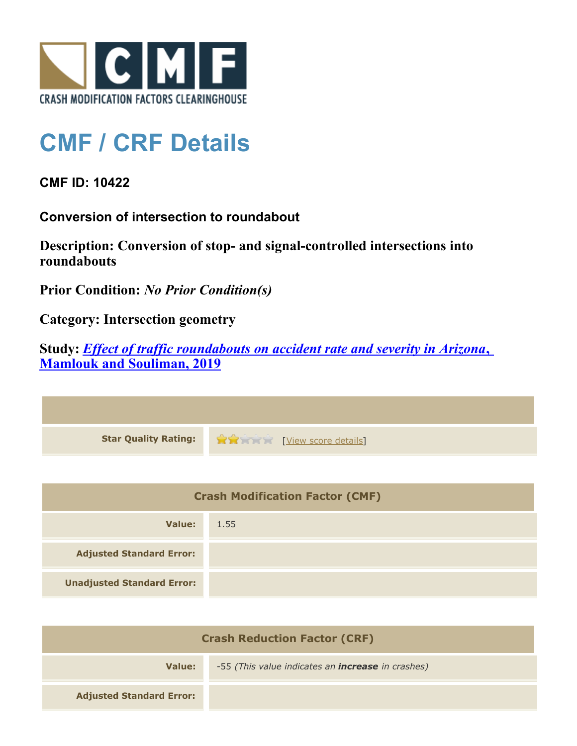CRASH MODIFICATION FACTORS CLEARINGHOUSE

# CMF / CRF Details

## CMF ID: 10422

### Conversion of intersection to roundabout

**Description: Conversion of stop- and signal-controlled intersections into roundabouts**

**Prior Condition:** ***No Prior Condition(s)***

**Category: Intersection geometry**

**Study: *Effect of traffic roundabouts on accident rate and severity in Arizona*, Mamlouk and Souliman, 2019**

| | |
|---|---|
| **Star Quality Rating:** | 2 of 5 stars [View score details] |

| Crash Modification Factor (CMF) | |
|---|---|
| **Value:** | 1.55 |
| **Adjusted Standard Error:** | |
| **Unadjusted Standard Error:** | |

| Crash Reduction Factor (CRF) | |
|---|---|
| **Value:** | -55 *(This value indicates an **increase** in crashes)* |
| **Adjusted Standard Error:** | |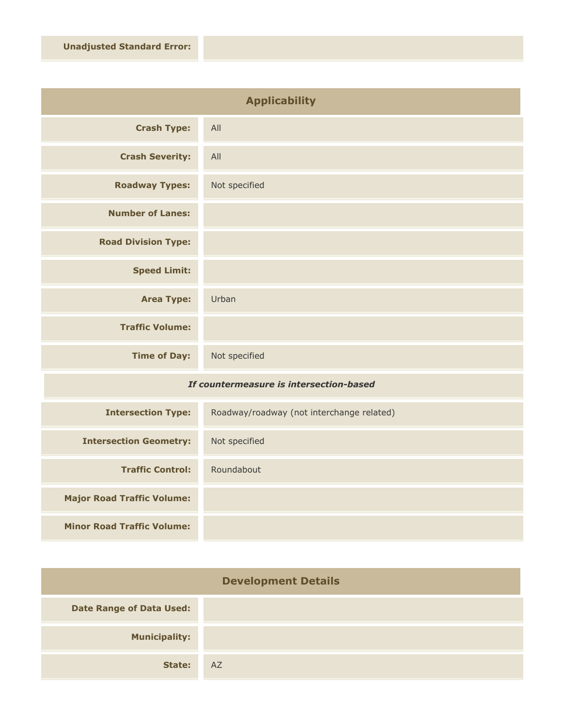| | |
|---|---|
| **Unadjusted Standard Error:** | |

## Applicability

| | |
|---|---|
| **Crash Type:** | All |
| **Crash Severity:** | All |
| **Roadway Types:** | Not specified |
| **Number of Lanes:** | |
| **Road Division Type:** | |
| **Speed Limit:** | |
| **Area Type:** | Urban |
| **Traffic Volume:** | |
| **Time of Day:** | Not specified |

***If countermeasure is intersection-based***

| | |
|---|---|
| **Intersection Type:** | Roadway/roadway (not interchange related) |
| **Intersection Geometry:** | Not specified |
| **Traffic Control:** | Roundabout |
| **Major Road Traffic Volume:** | |
| **Minor Road Traffic Volume:** | |

## Development Details

| | |
|---|---|
| **Date Range of Data Used:** | |
| **Municipality:** | |
| **State:** | AZ |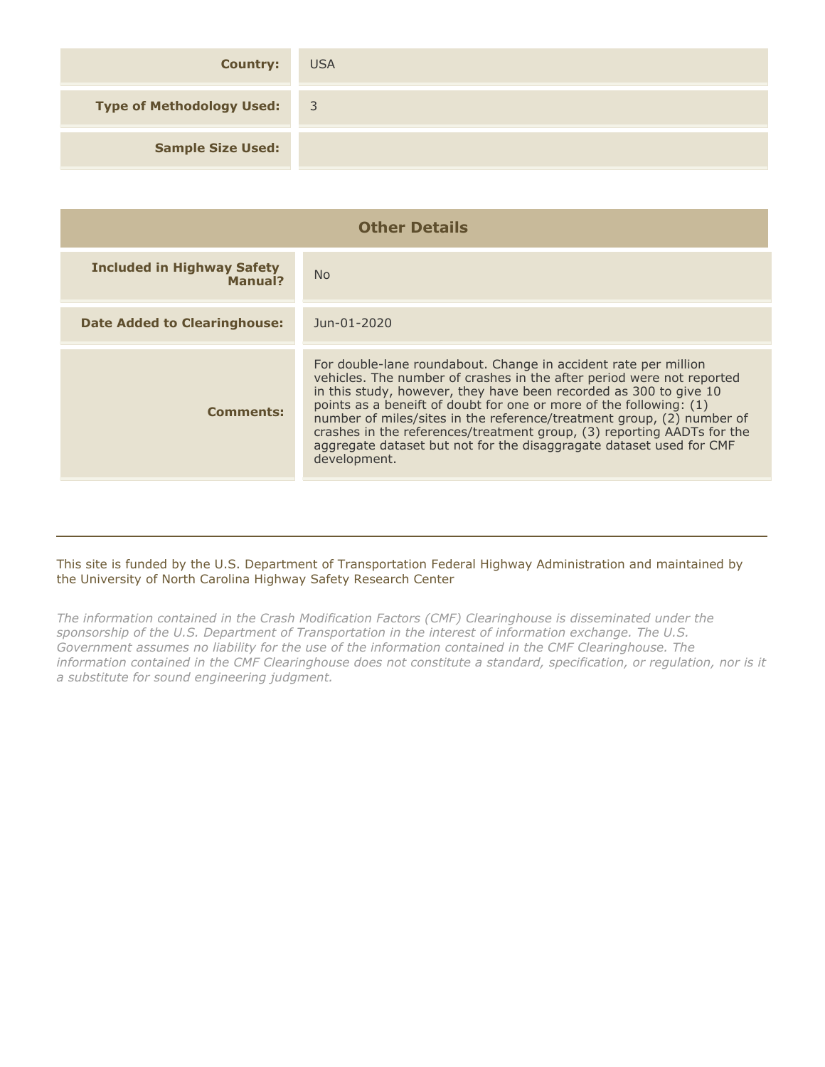| | |
|---|---|
| **Country:** | USA |
| **Type of Methodology Used:** | 3 |
| **Sample Size Used:** | |

## Other Details

| | |
|---|---|
| **Included in Highway Safety Manual?** | No |
| **Date Added to Clearinghouse:** | Jun-01-2020 |
| **Comments:** | For double-lane roundabout. Change in accident rate per million vehicles. The number of crashes in the after period were not reported in this study, however, they have been recorded as 300 to give 10 points as a beneifit of doubt for one or more of the following: (1) number of miles/sites in the reference/treatment group, (2) number of crashes in the references/treatment group, (3) reporting AADTs for the aggregate dataset but not for the disaggragate dataset used for CMF development. |

---

This site is funded by the U.S. Department of Transportation Federal Highway Administration and maintained by the University of North Carolina Highway Safety Research Center

*The information contained in the Crash Modification Factors (CMF) Clearinghouse is disseminated under the sponsorship of the U.S. Department of Transportation in the interest of information exchange. The U.S. Government assumes no liability for the use of the information contained in the CMF Clearinghouse. The information contained in the CMF Clearinghouse does not constitute a standard, specification, or regulation, nor is it a substitute for sound engineering judgment.*